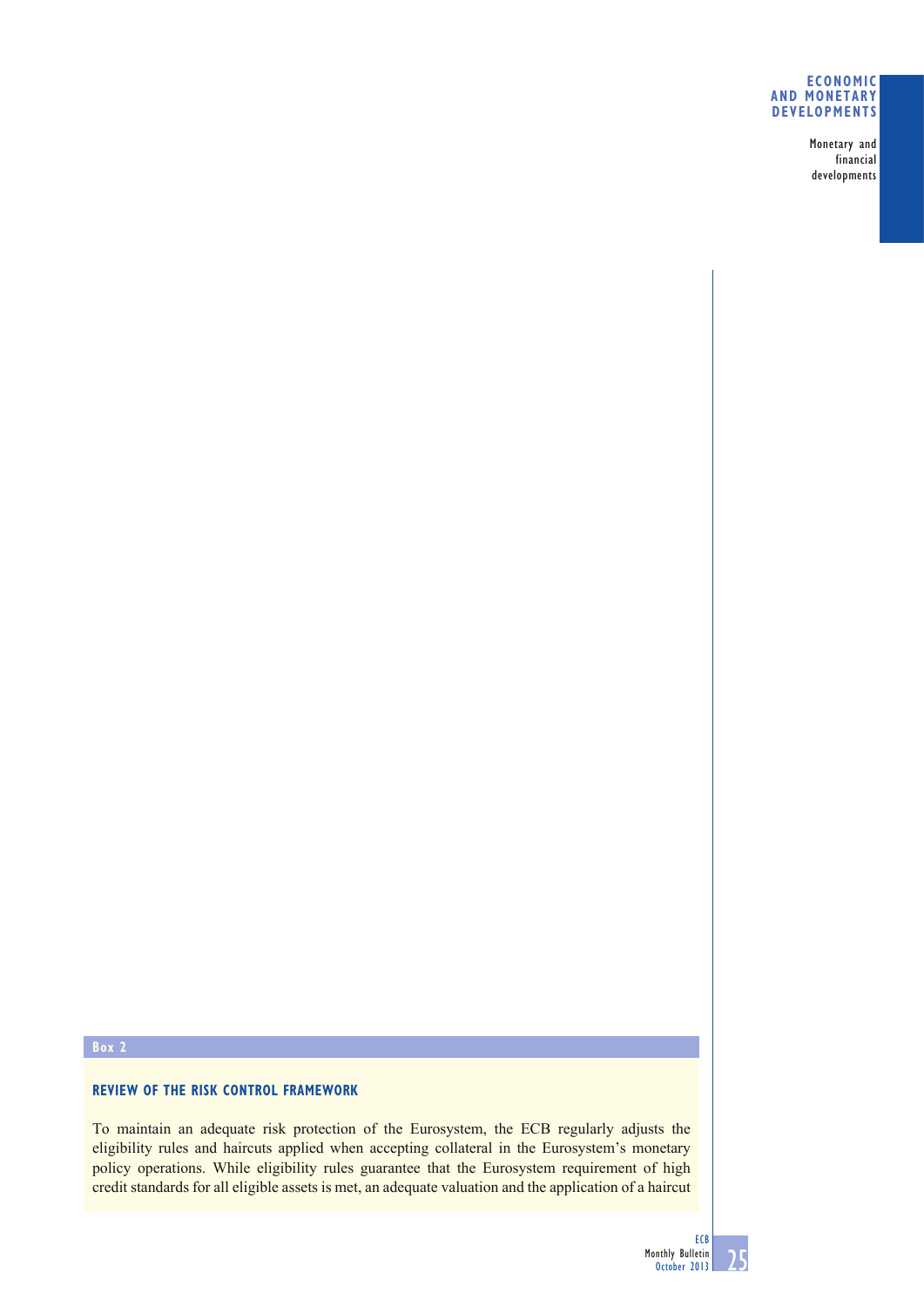**Box 2**

### REVIEW OF THE RISK CONTROL FRAMEWORK

To maintain an adequate risk protection of the Eurosystem, the ECB regularly adjusts the eligibility rules and haircuts applied when accepting collateral in the Eurosystem's monetary policy operations. While eligibility rules guarantee that the Eurosystem requirement of high credit standards for all eligible assets is met, an adequate valuation and the application of a haircut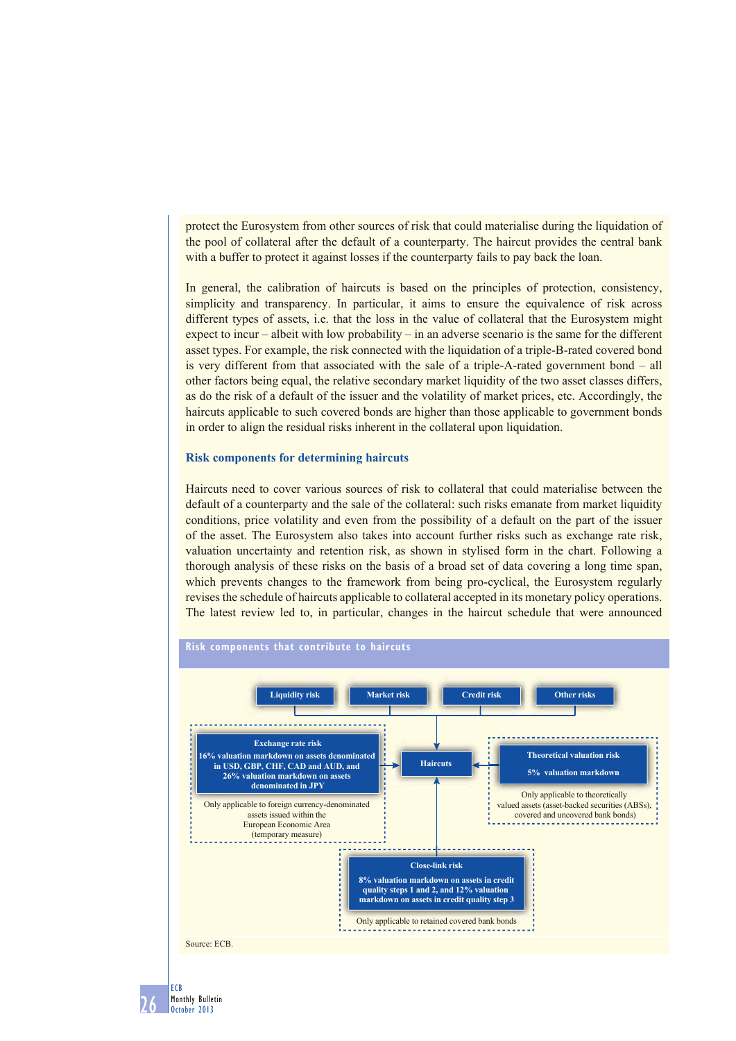protect the Eurosystem from other sources of risk that could materialise during the liquidation of the pool of collateral after the default of a counterparty. The haircut provides the central bank with a buffer to protect it against losses if the counterparty fails to pay back the loan.

In general, the calibration of haircuts is based on the principles of protection, consistency, simplicity and transparency. In particular, it aims to ensure the equivalence of risk across different types of assets, i.e. that the loss in the value of collateral that the Eurosystem might expect to incur – albeit with low probability – in an adverse scenario is the same for the different asset types. For example, the risk connected with the liquidation of a triple-B-rated covered bond is very different from that associated with the sale of a triple-A-rated government bond – all other factors being equal, the relative secondary market liquidity of the two asset classes differs, as do the risk of a default of the issuer and the volatility of market prices, etc. Accordingly, the haircuts applicable to such covered bonds are higher than those applicable to government bonds in order to align the residual risks inherent in the collateral upon liquidation.

### Risk components for determining haircuts

Haircuts need to cover various sources of risk to collateral that could materialise between the default of a counterparty and the sale of the collateral: such risks emanate from market liquidity conditions, price volatility and even from the possibility of a default on the part of the issuer of the asset. The Eurosystem also takes into account further risks such as exchange rate risk, valuation uncertainty and retention risk, as shown in stylised form in the chart. Following a thorough analysis of these risks on the basis of a broad set of data covering a long time span, which prevents changes to the framework from being pro-cyclical, the Eurosystem regularly revises the schedule of haircuts applicable to collateral accepted in its monetary policy operations. The latest review led to, in particular, changes in the haircut schedule that were announced

**Risk components that contribute to haircuts**

Liquidity risk | Market risk | Credit risk | Other risks

→ Haircuts

**Exchange rate risk**
16% valuation markdown on assets denominated in USD, GBP, CHF, CAD and AUD, and 26% valuation markdown on assets denominated in JPY

Only applicable to foreign currency-denominated assets issued within the European Economic Area (temporary measure)

**Theoretical valuation risk**
5% valuation markdown

Only applicable to theoretically valued assets (asset-backed securities (ABSs), covered and uncovered bank bonds)

**Close-link risk**
8% valuation markdown on assets in credit quality steps 1 and 2, and 12% valuation markdown on assets in credit quality step 3

Only applicable to retained covered bank bonds

Source: ECB.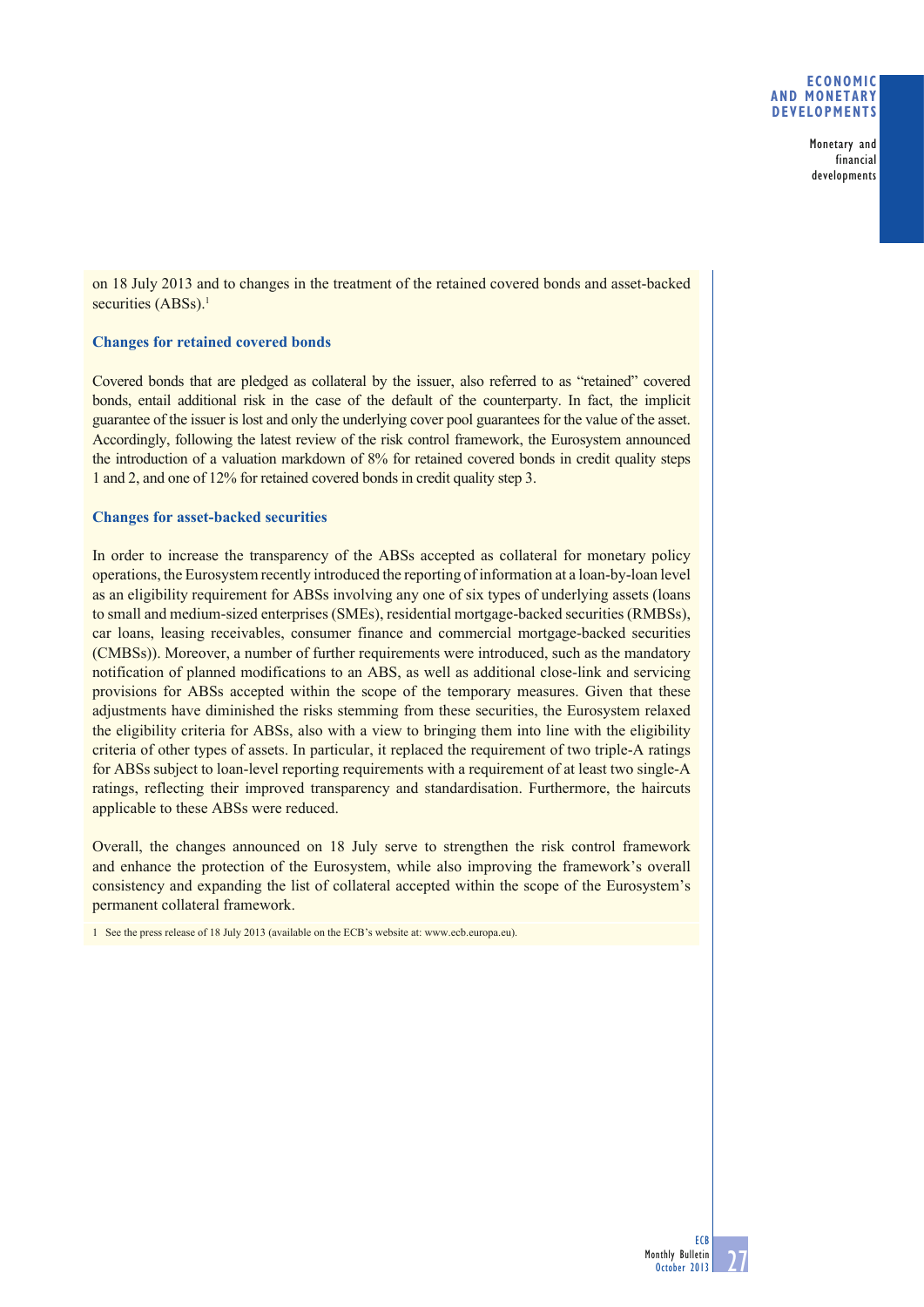on 18 July 2013 and to changes in the treatment of the retained covered bonds and asset-backed securities (ABSs).[1]

### Changes for retained covered bonds

Covered bonds that are pledged as collateral by the issuer, also referred to as "retained" covered bonds, entail additional risk in the case of the default of the counterparty. In fact, the implicit guarantee of the issuer is lost and only the underlying cover pool guarantees for the value of the asset. Accordingly, following the latest review of the risk control framework, the Eurosystem announced the introduction of a valuation markdown of 8% for retained covered bonds in credit quality steps 1 and 2, and one of 12% for retained covered bonds in credit quality step 3.

### Changes for asset-backed securities

In order to increase the transparency of the ABSs accepted as collateral for monetary policy operations, the Eurosystem recently introduced the reporting of information at a loan-by-loan level as an eligibility requirement for ABSs involving any one of six types of underlying assets (loans to small and medium-sized enterprises (SMEs), residential mortgage-backed securities (RMBSs), car loans, leasing receivables, consumer finance and commercial mortgage-backed securities (CMBSs)). Moreover, a number of further requirements were introduced, such as the mandatory notification of planned modifications to an ABS, as well as additional close-link and servicing provisions for ABSs accepted within the scope of the temporary measures. Given that these adjustments have diminished the risks stemming from these securities, the Eurosystem relaxed the eligibility criteria for ABSs, also with a view to bringing them into line with the eligibility criteria of other types of assets. In particular, it replaced the requirement of two triple-A ratings for ABSs subject to loan-level reporting requirements with a requirement of at least two single-A ratings, reflecting their improved transparency and standardisation. Furthermore, the haircuts applicable to these ABSs were reduced.

Overall, the changes announced on 18 July serve to strengthen the risk control framework and enhance the protection of the Eurosystem, while also improving the framework's overall consistency and expanding the list of collateral accepted within the scope of the Eurosystem's permanent collateral framework.

1 See the press release of 18 July 2013 (available on the ECB's website at: www.ecb.europa.eu).